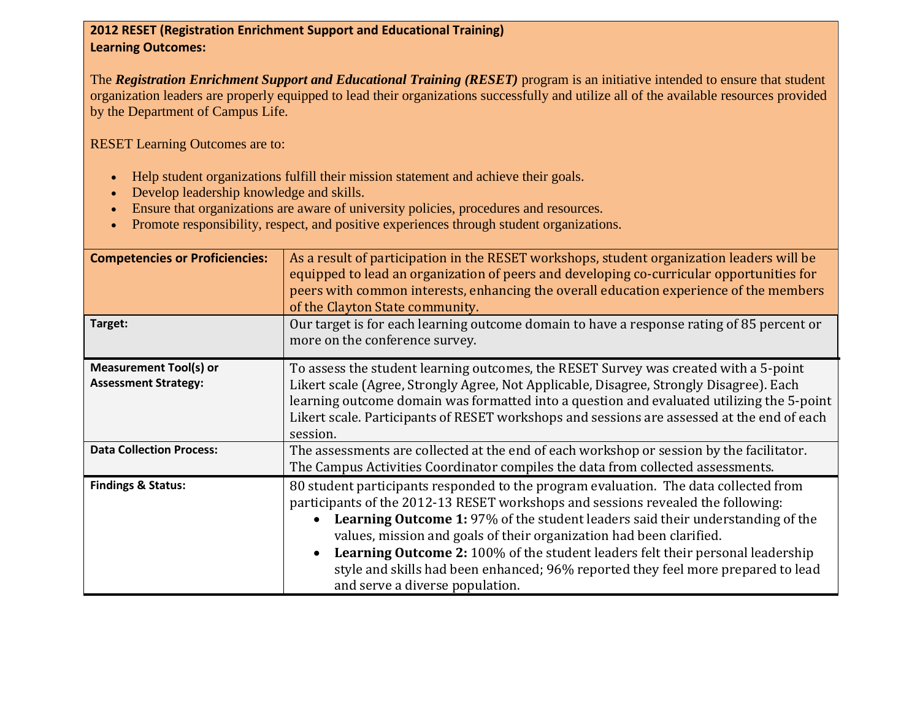**2012 RESET (Registration Enrichment Support and Educational Training)**
**Learning Outcomes:**

The ***Registration Enrichment Support and Educational Training (RESET)*** program is an initiative intended to ensure that student organization leaders are properly equipped to lead their organizations successfully and utilize all of the available resources provided by the Department of Campus Life.

RESET Learning Outcomes are to:

- Help student organizations fulfill their mission statement and achieve their goals.
- Develop leadership knowledge and skills.
- Ensure that organizations are aware of university policies, procedures and resources.
- Promote responsibility, respect, and positive experiences through student organizations.

| | |
|---|---|
| **Competencies or Proficiencies:** | As a result of participation in the RESET workshops, student organization leaders will be equipped to lead an organization of peers and developing co-curricular opportunities for peers with common interests, enhancing the overall education experience of the members of the Clayton State community. |
| **Target:** | Our target is for each learning outcome domain to have a response rating of 85 percent or more on the conference survey. |
| **Measurement Tool(s) or Assessment Strategy:** | To assess the student learning outcomes, the RESET Survey was created with a 5-point Likert scale (Agree, Strongly Agree, Not Applicable, Disagree, Strongly Disagree). Each learning outcome domain was formatted into a question and evaluated utilizing the 5-point Likert scale. Participants of RESET workshops and sessions are assessed at the end of each session. |
| **Data Collection Process:** | The assessments are collected at the end of each workshop or session by the facilitator. The Campus Activities Coordinator compiles the data from collected assessments. |
| **Findings & Status:** | 80 student participants responded to the program evaluation. The data collected from participants of the 2012-13 RESET workshops and sessions revealed the following: <br>• **Learning Outcome 1:** 97% of the student leaders said their understanding of the values, mission and goals of their organization had been clarified. <br>• **Learning Outcome 2:** 100% of the student leaders felt their personal leadership style and skills had been enhanced; 96% reported they feel more prepared to lead and serve a diverse population. |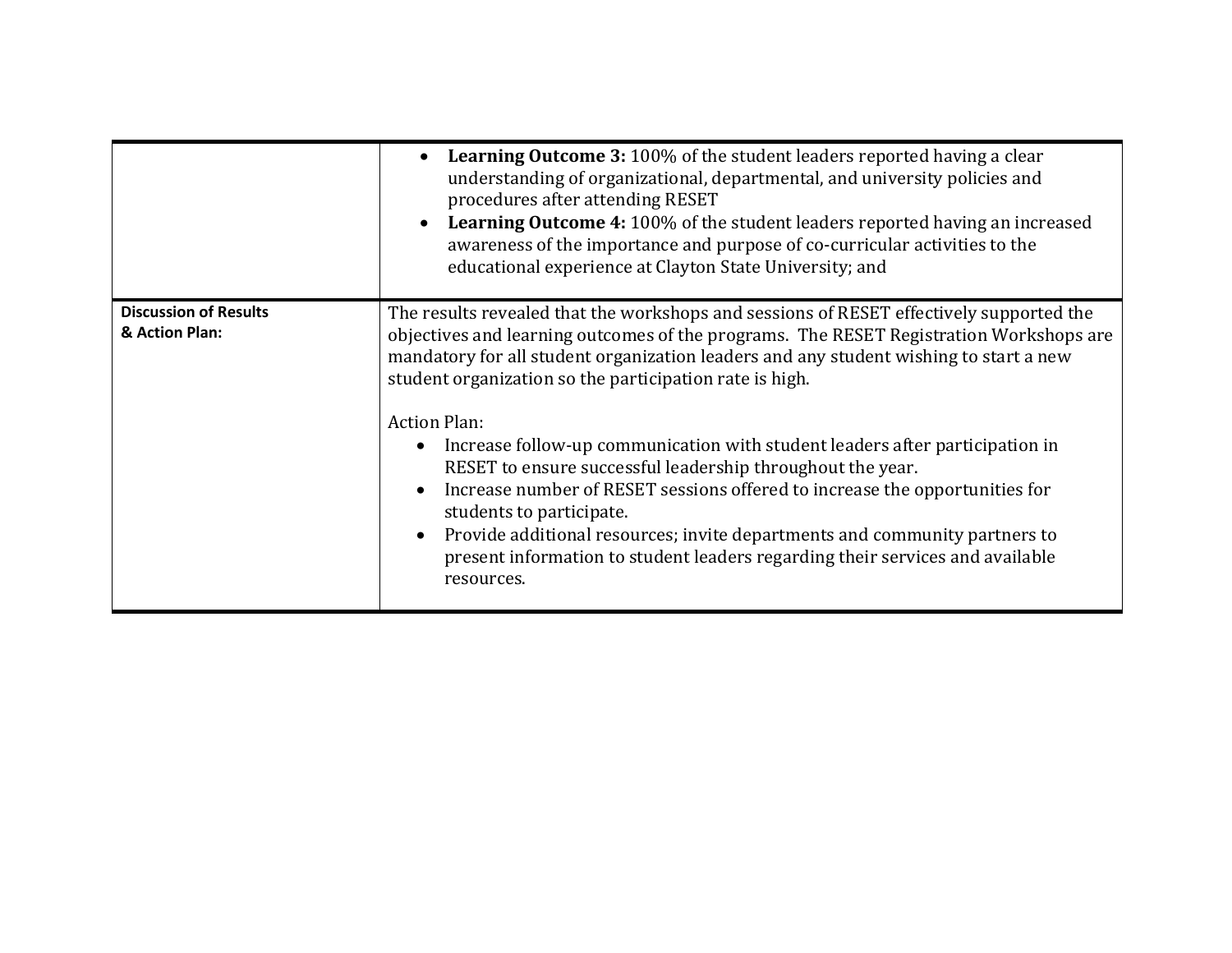| | |
|---|---|
| | • **Learning Outcome 3:** 100% of the student leaders reported having a clear understanding of organizational, departmental, and university policies and procedures after attending RESET<br>• **Learning Outcome 4:** 100% of the student leaders reported having an increased awareness of the importance and purpose of co-curricular activities to the educational experience at Clayton State University; and |
| **Discussion of Results & Action Plan:** | The results revealed that the workshops and sessions of RESET effectively supported the objectives and learning outcomes of the programs. The RESET Registration Workshops are mandatory for all student organization leaders and any student wishing to start a new student organization so the participation rate is high.<br><br>Action Plan:<br>• Increase follow-up communication with student leaders after participation in RESET to ensure successful leadership throughout the year.<br>• Increase number of RESET sessions offered to increase the opportunities for students to participate.<br>• Provide additional resources; invite departments and community partners to present information to student leaders regarding their services and available resources. |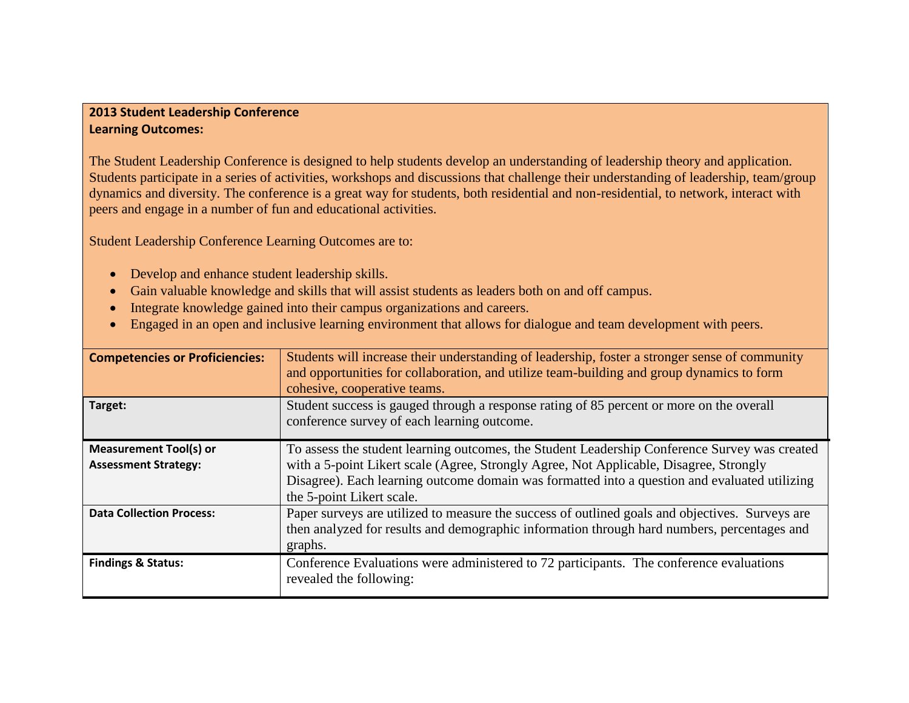**2013 Student Leadership Conference**
**Learning Outcomes:**

The Student Leadership Conference is designed to help students develop an understanding of leadership theory and application. Students participate in a series of activities, workshops and discussions that challenge their understanding of leadership, team/group dynamics and diversity. The conference is a great way for students, both residential and non-residential, to network, interact with peers and engage in a number of fun and educational activities.

Student Leadership Conference Learning Outcomes are to:

- Develop and enhance student leadership skills.
- Gain valuable knowledge and skills that will assist students as leaders both on and off campus.
- Integrate knowledge gained into their campus organizations and careers.
- Engaged in an open and inclusive learning environment that allows for dialogue and team development with peers.

| | |
|---|---|
| **Competencies or Proficiencies:** | Students will increase their understanding of leadership, foster a stronger sense of community and opportunities for collaboration, and utilize team-building and group dynamics to form cohesive, cooperative teams. |
| **Target:** | Student success is gauged through a response rating of 85 percent or more on the overall conference survey of each learning outcome. |
| **Measurement Tool(s) or Assessment Strategy:** | To assess the student learning outcomes, the Student Leadership Conference Survey was created with a 5-point Likert scale (Agree, Strongly Agree, Not Applicable, Disagree, Strongly Disagree). Each learning outcome domain was formatted into a question and evaluated utilizing the 5-point Likert scale. |
| **Data Collection Process:** | Paper surveys are utilized to measure the success of outlined goals and objectives. Surveys are then analyzed for results and demographic information through hard numbers, percentages and graphs. |
| **Findings & Status:** | Conference Evaluations were administered to 72 participants. The conference evaluations revealed the following: |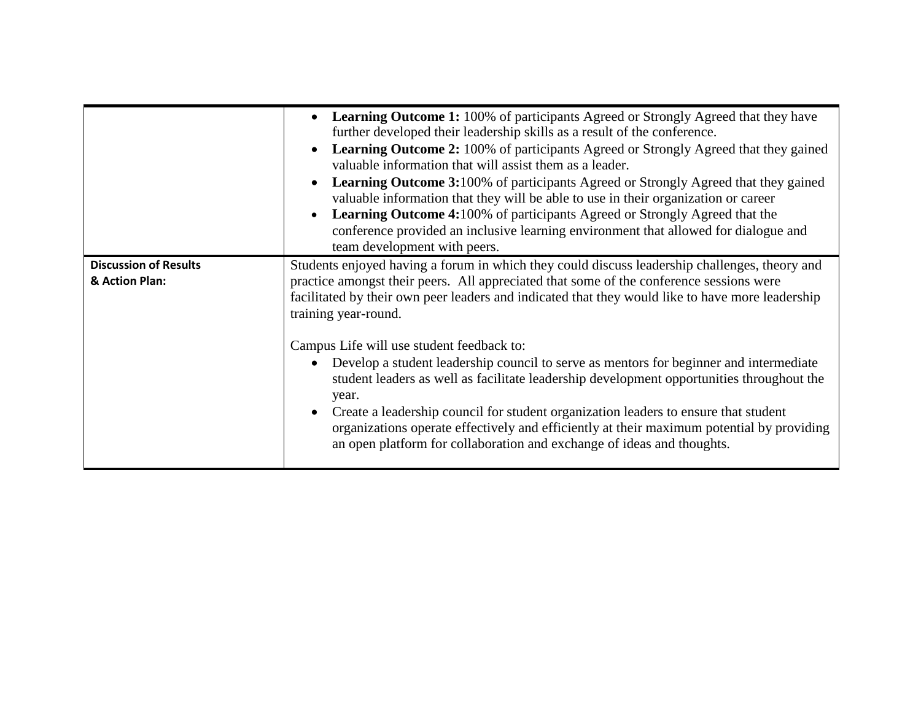| | |
|---|---|
| | • **Learning Outcome 1:** 100% of participants Agreed or Strongly Agreed that they have further developed their leadership skills as a result of the conference.<br>• **Learning Outcome 2:** 100% of participants Agreed or Strongly Agreed that they gained valuable information that will assist them as a leader.<br>• **Learning Outcome 3:**100% of participants Agreed or Strongly Agreed that they gained valuable information that they will be able to use in their organization or career<br>• **Learning Outcome 4:**100% of participants Agreed or Strongly Agreed that the conference provided an inclusive learning environment that allowed for dialogue and team development with peers. |
| **Discussion of Results & Action Plan:** | Students enjoyed having a forum in which they could discuss leadership challenges, theory and practice amongst their peers. All appreciated that some of the conference sessions were facilitated by their own peer leaders and indicated that they would like to have more leadership training year-round.<br><br>Campus Life will use student feedback to:<br>• Develop a student leadership council to serve as mentors for beginner and intermediate student leaders as well as facilitate leadership development opportunities throughout the year.<br>• Create a leadership council for student organization leaders to ensure that student organizations operate effectively and efficiently at their maximum potential by providing an open platform for collaboration and exchange of ideas and thoughts. |